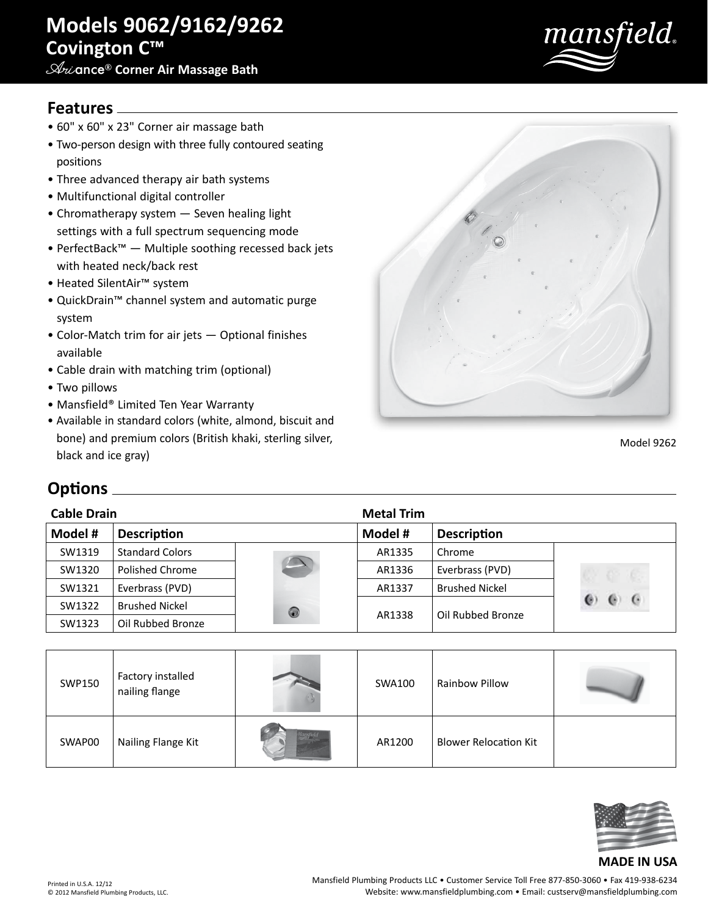# Models 9062/9162/9262

## Covington C™

### Ariance® Corner Air Massage Bath

## Features

- 60" x 60" x 23" Corner air massage bath
- Two-person design with three fully contoured seating positions
- Three advanced therapy air bath systems
- Multifunctional digital controller
- Chromatherapy system — Seven healing light settings with a full spectrum sequencing mode
- PerfectBack™ — Multiple soothing recessed back jets with heated neck/back rest
- Heated SilentAir™ system
- QuickDrain™ channel system and automatic purge system
- Color-Match trim for air jets — Optional finishes available
- Cable drain with matching trim (optional)
- Two pillows
- Mansfield® Limited Ten Year Warranty
- Available in standard colors (white, almond, biscuit and bone) and premium colors (British khaki, sterling silver, black and ice gray)

Model 9262

## Options

**Cable Drain**

| Model # | Description |
|---|---|
| SW1319 | Standard Colors |
| SW1320 | Polished Chrome |
| SW1321 | Everbrass (PVD) |
| SW1322 | Brushed Nickel |
| SW1323 | Oil Rubbed Bronze |

**Metal Trim**

| Model # | Description |
|---|---|
| AR1335 | Chrome |
| AR1336 | Everbrass (PVD) |
| AR1337 | Brushed Nickel |
| AR1338 | Oil Rubbed Bronze |

| Model # | Description | Model # | Description |
|---|---|---|---|
| SWP150 | Factory installed nailing flange | SWA100 | Rainbow Pillow |
| SWAP00 | Nailing Flange Kit | AR1200 | Blower Relocation Kit |

**MADE IN USA**

Printed in U.S.A. 12/12
© 2012 Mansfield Plumbing Products, LLC.

Mansfield Plumbing Products LLC • Customer Service Toll Free 877-850-3060 • Fax 419-938-6234
Website: www.mansfieldplumbing.com • Email: custserv@mansfieldplumbing.com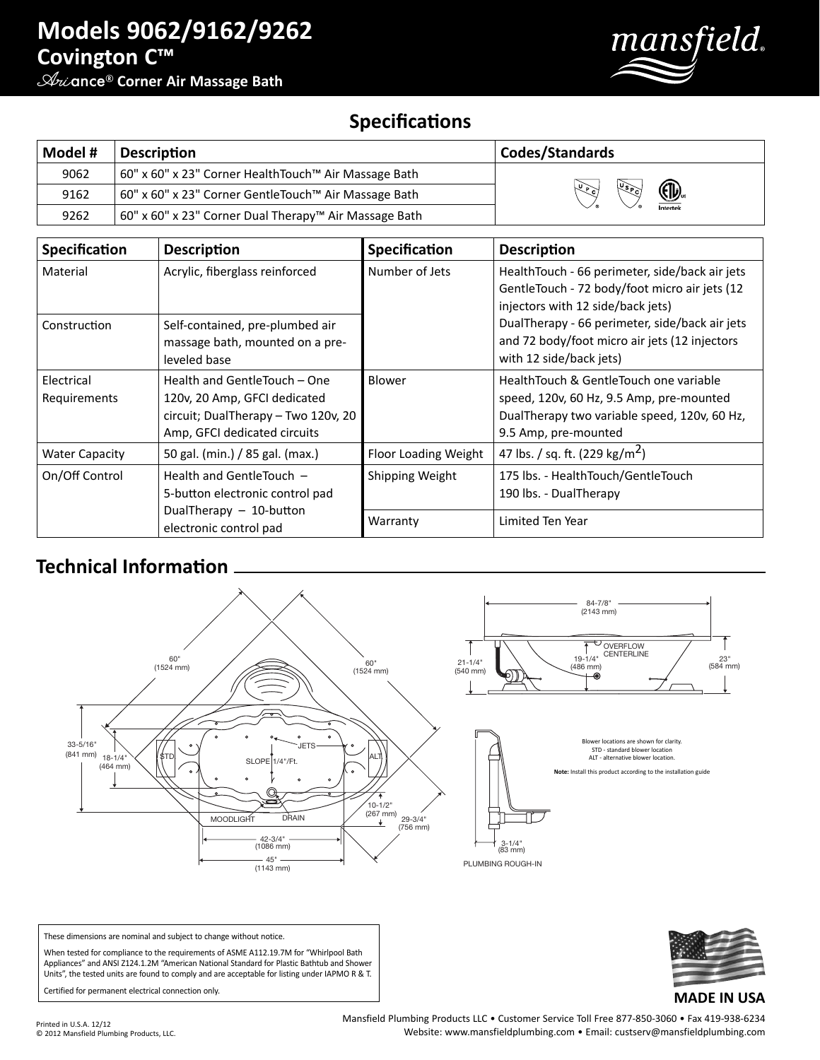# Models 9062/9162/9262

## Covington C™

### Ariance® Corner Air Massage Bath

mansfield®

## Specifications

| Model # | Description | Codes/Standards |
|---|---|---|
| 9062 | 60" x 60" x 23" Corner HealthTouch™ Air Massage Bath | |
| 9162 | 60" x 60" x 23" Corner GentleTouch™ Air Massage Bath | |
| 9262 | 60" x 60" x 23" Corner Dual Therapy™ Air Massage Bath | |

| Specification | Description | Specification | Description |
|---|---|---|---|
| Material | Acrylic, fiberglass reinforced | Number of Jets | HealthTouch - 66 perimeter, side/back air jets GentleTouch - 72 body/foot micro air jets (12 injectors with 12 side/back jets) DualTherapy - 66 perimeter, side/back air jets and 72 body/foot micro air jets (12 injectors with 12 side/back jets) |
| Construction | Self-contained, pre-plumbed air massage bath, mounted on a pre-leveled base | | |
| Electrical Requirements | Health and GentleTouch – One 120v, 20 Amp, GFCI dedicated circuit; DualTherapy – Two 120v, 20 Amp, GFCI dedicated circuits | Blower | HealthTouch & GentleTouch one variable speed, 120v, 60 Hz, 9.5 Amp, pre-mounted DualTherapy two variable speed, 120v, 60 Hz, 9.5 Amp, pre-mounted |
| Water Capacity | 50 gal. (min.) / 85 gal. (max.) | Floor Loading Weight | 47 lbs. / sq. ft. (229 kg/m$^2$) |
| On/Off Control | Health and GentleTouch – 5-button electronic control pad DualTherapy – 10-button electronic control pad | Shipping Weight | 175 lbs. - HealthTouch/GentleTouch 190 lbs. - DualTherapy |
| | | Warranty | Limited Ten Year |

## Technical Information

60" (1524 mm)
60" (1524 mm)
33-5/16" (841 mm)
18-1/4" (464 mm)
STD
JETS
SLOPE 1/4"/Ft.
ALT
10-1/2" (267 mm)
29-3/4" (756 mm)
MOODLIGHT
DRAIN
42-3/4" (1086 mm)
45" (1143 mm)

84-7/8" (2143 mm)
21-1/4" (540 mm)
19-1/4" (486 mm)
OVERFLOW CENTERLINE
23" (584 mm)

3-1/4" (83 mm)
PLUMBING ROUGH-IN

Blower locations are shown for clarity.
STD - standard blower location
ALT - alternative blower location.

**Note:** Install this product according to the installation guide

These dimensions are nominal and subject to change without notice.

When tested for compliance to the requirements of ASME A112.19.7M for "Whirlpool Bath Appliances" and ANSI Z124.1.2M "American National Standard for Plastic Bathtub and Shower Units", the tested units are found to comply and are acceptable for listing under IAPMO R & T.

Certified for permanent electrical connection only.

**MADE IN USA**

Printed in U.S.A. 12/12
© 2012 Mansfield Plumbing Products, LLC.

Mansfield Plumbing Products LLC • Customer Service Toll Free 877-850-3060 • Fax 419-938-6234
Website: www.mansfieldplumbing.com • Email: custserv@mansfieldplumbing.com